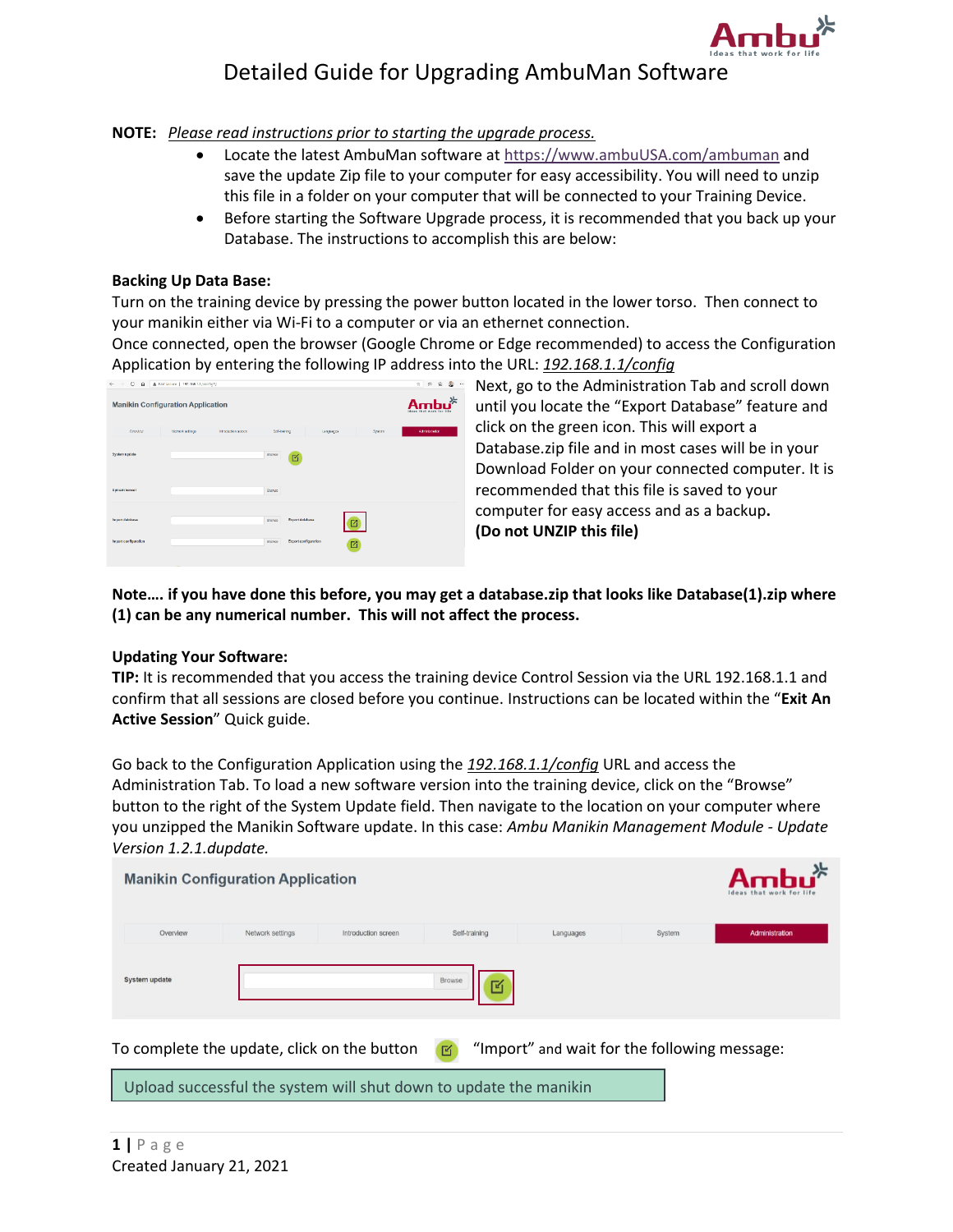# Detailed Guide for Upgrading AmbuMan Software

**NOTE:** *Please read instructions prior to starting the upgrade process.*

- Locate the latest AmbuMan software at https://www.ambuUSA.com/ambuman and save the update Zip file to your computer for easy accessibility. You will need to unzip this file in a folder on your computer that will be connected to your Training Device.
- Before starting the Software Upgrade process, it is recommended that you back up your Database. The instructions to accomplish this are below:

**Backing Up Data Base:**

Turn on the training device by pressing the power button located in the lower torso. Then connect to your manikin either via Wi-Fi to a computer or via an ethernet connection.

Once connected, open the browser (Google Chrome or Edge recommended) to access the Configuration Application by entering the following IP address into the URL: *192.168.1.1/config*

Next, go to the Administration Tab and scroll down until you locate the "Export Database" feature and click on the green icon. This will export a Database.zip file and in most cases will be in your Download Folder on your connected computer. It is recommended that this file is saved to your computer for easy access and as a backup. **(Do not UNZIP this file)**

**Note…. if you have done this before, you may get a database.zip that looks like Database(1).zip where (1) can be any numerical number. This will not affect the process.**

**Updating Your Software:**

**TIP:** It is recommended that you access the training device Control Session via the URL 192.168.1.1 and confirm that all sessions are closed before you continue. Instructions can be located within the "**Exit An Active Session**" Quick guide.

Go back to the Configuration Application using the *192.168.1.1/config* URL and access the Administration Tab. To load a new software version into the training device, click on the "Browse" button to the right of the System Update field. Then navigate to the location on your computer where you unzipped the Manikin Software update. In this case: *Ambu Manikin Management Module - Update Version 1.2.1.dupdate.*

To complete the update, click on the button "Import" and wait for the following message:

Upload successful the system will shut down to update the manikin

Created January 21, 2021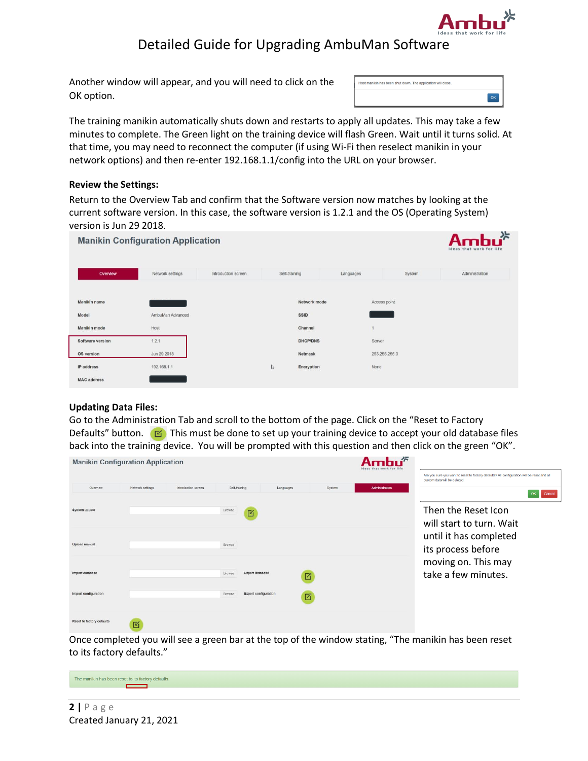Another window will appear, and you will need to click on the OK option.

The training manikin automatically shuts down and restarts to apply all updates. This may take a few minutes to complete. The Green light on the training device will flash Green. Wait until it turns solid. At that time, you may need to reconnect the computer (if using Wi-Fi then reselect manikin in your network options) and then re-enter 192.168.1.1/config into the URL on your browser.

**Review the Settings:**

Return to the Overview Tab and confirm that the Software version now matches by looking at the current software version. In this case, the software version is 1.2.1 and the OS (Operating System) version is Jun 29 2018.

**Updating Data Files:**

Go to the Administration Tab and scroll to the bottom of the page. Click on the "Reset to Factory Defaults" button. This must be done to set up your training device to accept your old database files back into the training device. You will be prompted with this question and then click on the green "OK".

Then the Reset Icon will start to turn. Wait until it has completed its process before moving on. This may take a few minutes.

Once completed you will see a green bar at the top of the window stating, "The manikin has been reset to its factory defaults."

Created January 21, 2021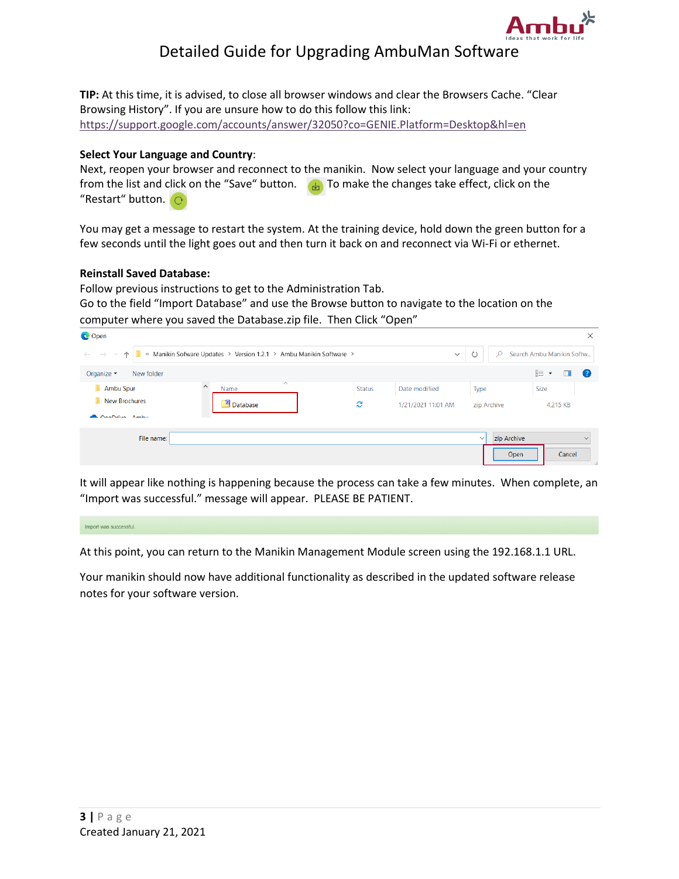# Detailed Guide for Upgrading AmbuMan Software

**TIP:** At this time, it is advised, to close all browser windows and clear the Browsers Cache. "Clear Browsing History". If you are unsure how to do this follow this link: https://support.google.com/accounts/answer/32050?co=GENIE.Platform=Desktop&hl=en

**Select Your Language and Country**:
Next, reopen your browser and reconnect to the manikin. Now select your language and your country from the list and click on the "Save" button. To make the changes take effect, click on the "Restart" button.

You may get a message to restart the system. At the training device, hold down the green button for a few seconds until the light goes out and then turn it back on and reconnect via Wi-Fi or ethernet.

**Reinstall Saved Database:**
Follow previous instructions to get to the Administration Tab.
Go to the field "Import Database" and use the Browse button to navigate to the location on the computer where you saved the Database.zip file. Then Click "Open"

It will appear like nothing is happening because the process can take a few minutes. When complete, an "Import was successful." message will appear. PLEASE BE PATIENT.

At this point, you can return to the Manikin Management Module screen using the 192.168.1.1 URL.

Your manikin should now have additional functionality as described in the updated software release notes for your software version.

Created January 21, 2021